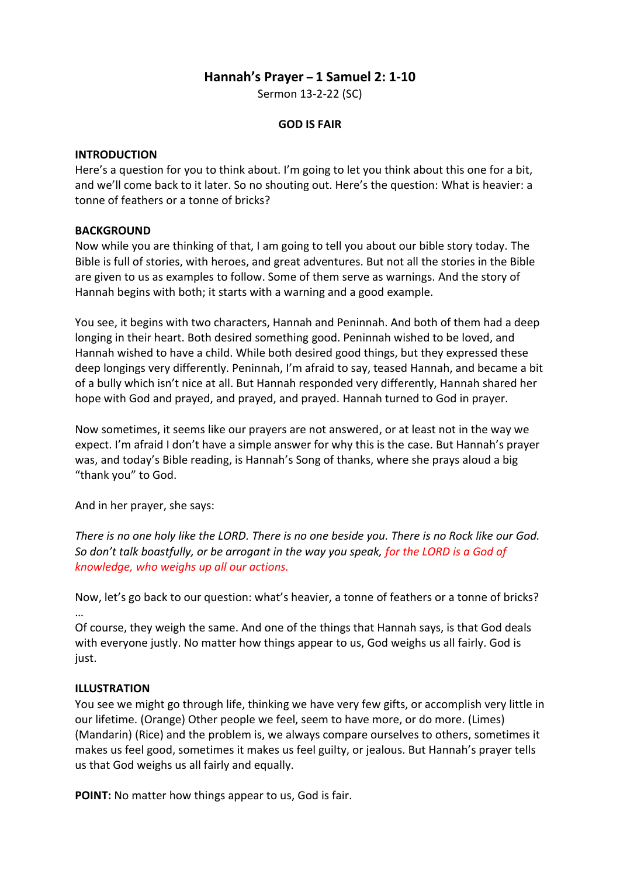# Hannah's Prayer – 1 Samuel 2: 1-10

Sermon 13-2-22 (SC)

**GOD IS FAIR**

**INTRODUCTION**

Here's a question for you to think about. I'm going to let you think about this one for a bit, and we'll come back to it later. So no shouting out. Here's the question: What is heavier: a tonne of feathers or a tonne of bricks?

**BACKGROUND**

Now while you are thinking of that, I am going to tell you about our bible story today. The Bible is full of stories, with heroes, and great adventures. But not all the stories in the Bible are given to us as examples to follow. Some of them serve as warnings. And the story of Hannah begins with both; it starts with a warning and a good example.

You see, it begins with two characters, Hannah and Peninnah. And both of them had a deep longing in their heart. Both desired something good. Peninnah wished to be loved, and Hannah wished to have a child. While both desired good things, but they expressed these deep longings very differently. Peninnah, I'm afraid to say, teased Hannah, and became a bit of a bully which isn't nice at all. But Hannah responded very differently, Hannah shared her hope with God and prayed, and prayed, and prayed. Hannah turned to God in prayer.

Now sometimes, it seems like our prayers are not answered, or at least not in the way we expect. I'm afraid I don't have a simple answer for why this is the case. But Hannah's prayer was, and today's Bible reading, is Hannah's Song of thanks, where she prays aloud a big "thank you" to God.

And in her prayer, she says:

*There is no one holy like the LORD. There is no one beside you. There is no Rock like our God. So don't talk boastfully, or be arrogant in the way you speak, for the LORD is a God of knowledge, who weighs up all our actions.*

Now, let's go back to our question: what's heavier, a tonne of feathers or a tonne of bricks? …

Of course, they weigh the same. And one of the things that Hannah says, is that God deals with everyone justly. No matter how things appear to us, God weighs us all fairly. God is just.

**ILLUSTRATION**

You see we might go through life, thinking we have very few gifts, or accomplish very little in our lifetime. (Orange) Other people we feel, seem to have more, or do more. (Limes) (Mandarin) (Rice) and the problem is, we always compare ourselves to others, sometimes it makes us feel good, sometimes it makes us feel guilty, or jealous. But Hannah's prayer tells us that God weighs us all fairly and equally.

**POINT:** No matter how things appear to us, God is fair.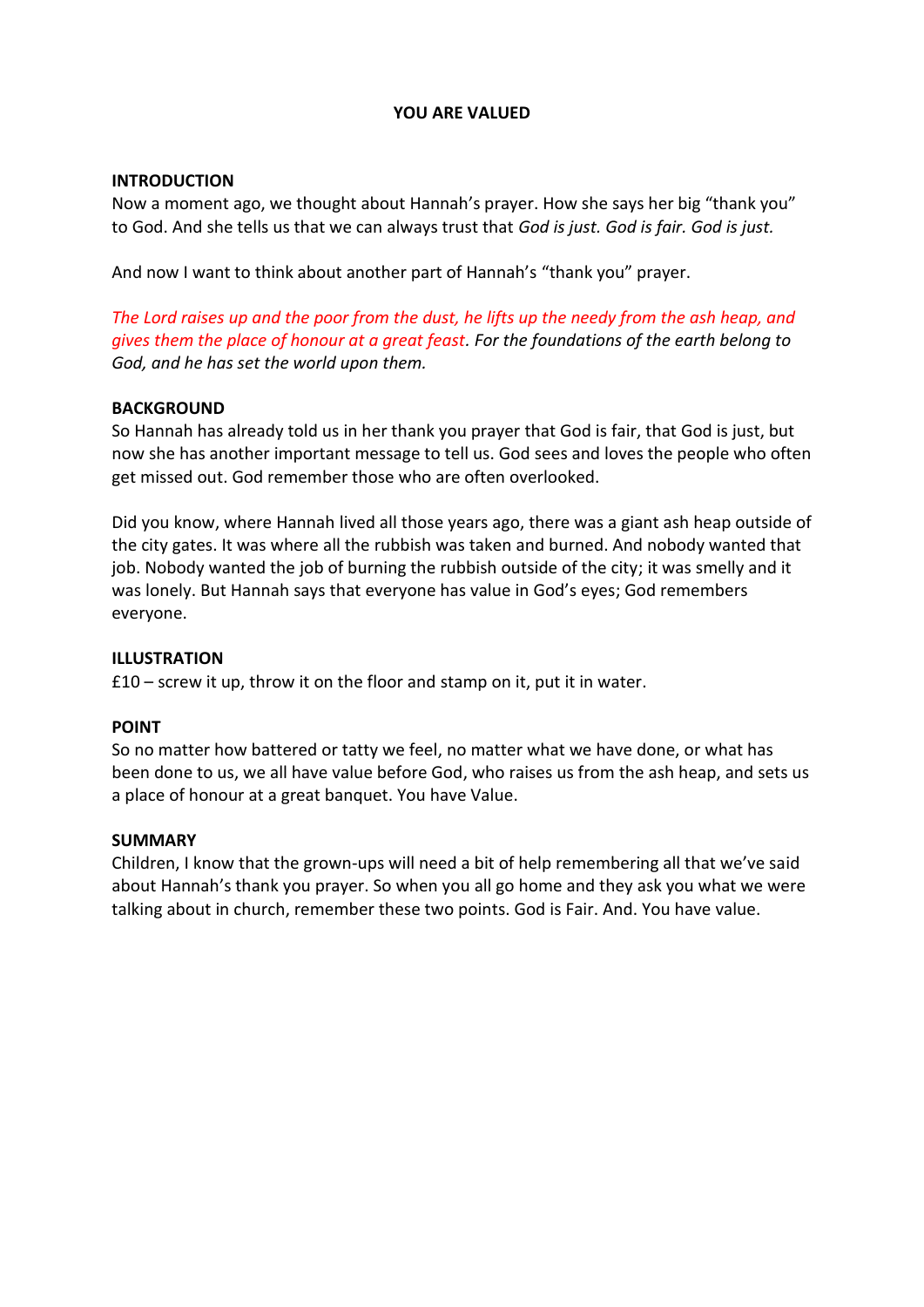# YOU ARE VALUED

## INTRODUCTION

Now a moment ago, we thought about Hannah's prayer. How she says her big "thank you" to God. And she tells us that we can always trust that *God is just. God is fair. God is just.*

And now I want to think about another part of Hannah's "thank you" prayer.

*The Lord raises up and the poor from the dust, he lifts up the needy from the ash heap, and gives them the place of honour at a great feast. For the foundations of the earth belong to God, and he has set the world upon them.*

## BACKGROUND

So Hannah has already told us in her thank you prayer that God is fair, that God is just, but now she has another important message to tell us. God sees and loves the people who often get missed out. God remember those who are often overlooked.

Did you know, where Hannah lived all those years ago, there was a giant ash heap outside of the city gates. It was where all the rubbish was taken and burned. And nobody wanted that job. Nobody wanted the job of burning the rubbish outside of the city; it was smelly and it was lonely. But Hannah says that everyone has value in God's eyes; God remembers everyone.

## ILLUSTRATION

£10 – screw it up, throw it on the floor and stamp on it, put it in water.

## POINT

So no matter how battered or tatty we feel, no matter what we have done, or what has been done to us, we all have value before God, who raises us from the ash heap, and sets us a place of honour at a great banquet. You have Value.

## SUMMARY

Children, I know that the grown-ups will need a bit of help remembering all that we've said about Hannah's thank you prayer. So when you all go home and they ask you what we were talking about in church, remember these two points. God is Fair. And. You have value.